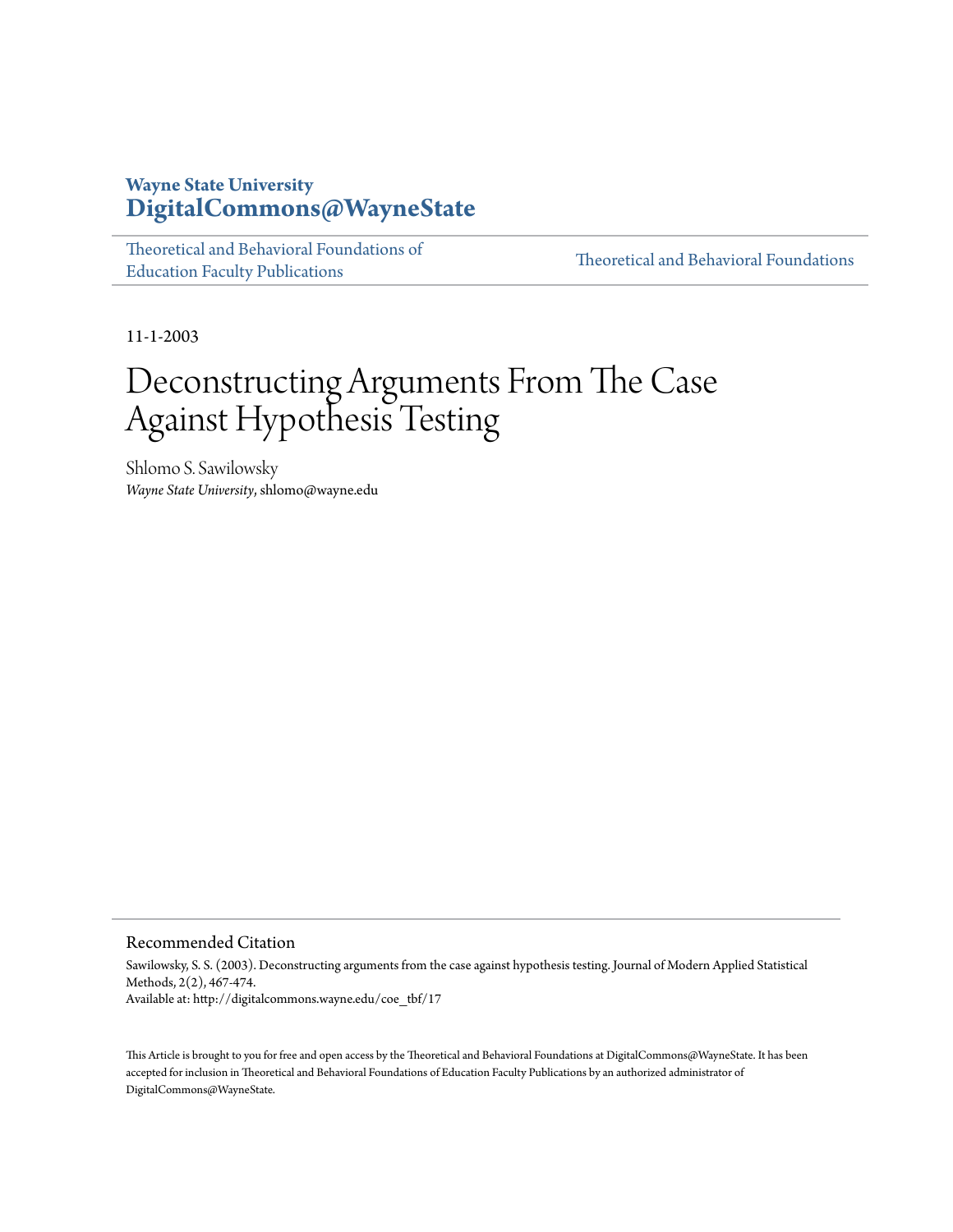**Wayne State University**

**DigitalCommons@WayneState**

Theoretical and Behavioral Foundations of Education Faculty Publications | Theoretical and Behavioral Foundations

11-1-2003

# Deconstructing Arguments From The Case Against Hypothesis Testing

Shlomo S. Sawilowsky

*Wayne State University*, shlomo@wayne.edu

## Recommended Citation

Sawilowsky, S. S. (2003). Deconstructing arguments from the case against hypothesis testing. Journal of Modern Applied Statistical Methods, 2(2), 467-474.

Available at: http://digitalcommons.wayne.edu/coe_tbf/17

This Article is brought to you for free and open access by the Theoretical and Behavioral Foundations at DigitalCommons@WayneState. It has been accepted for inclusion in Theoretical and Behavioral Foundations of Education Faculty Publications by an authorized administrator of DigitalCommons@WayneState.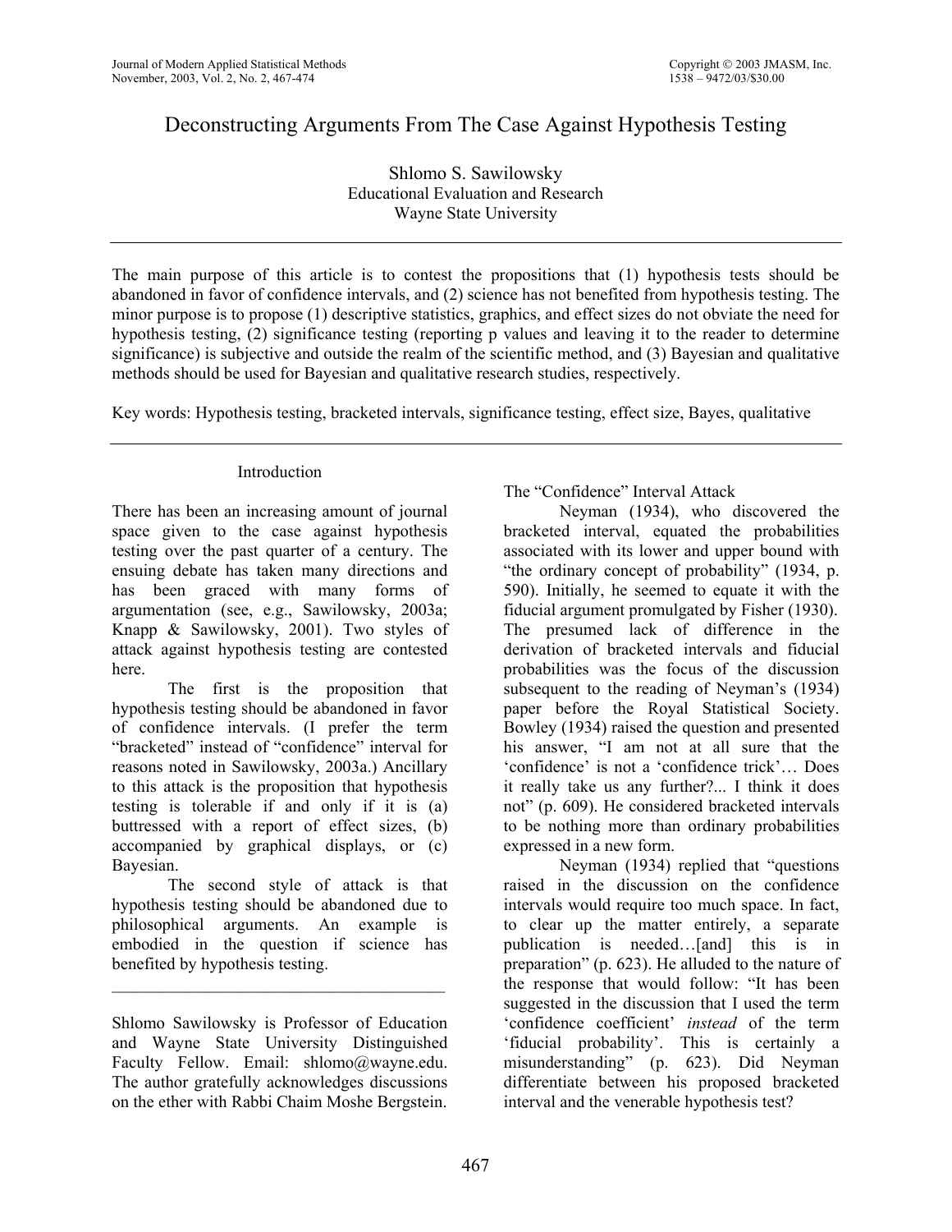# Deconstructing Arguments From The Case Against Hypothesis Testing

Shlomo S. Sawilowsky
Educational Evaluation and Research
Wayne State University

---

The main purpose of this article is to contest the propositions that (1) hypothesis tests should be abandoned in favor of confidence intervals, and (2) science has not benefited from hypothesis testing. The minor purpose is to propose (1) descriptive statistics, graphics, and effect sizes do not obviate the need for hypothesis testing, (2) significance testing (reporting p values and leaving it to the reader to determine significance) is subjective and outside the realm of the scientific method, and (3) Bayesian and qualitative methods should be used for Bayesian and qualitative research studies, respectively.

Key words: Hypothesis testing, bracketed intervals, significance testing, effect size, Bayes, qualitative

---

## Introduction

There has been an increasing amount of journal space given to the case against hypothesis testing over the past quarter of a century. The ensuing debate has taken many directions and has been graced with many forms of argumentation (see, e.g., Sawilowsky, 2003a; Knapp & Sawilowsky, 2001). Two styles of attack against hypothesis testing are contested here.

The first is the proposition that hypothesis testing should be abandoned in favor of confidence intervals. (I prefer the term "bracketed" instead of "confidence" interval for reasons noted in Sawilowsky, 2003a.) Ancillary to this attack is the proposition that hypothesis testing is tolerable if and only if it is (a) buttressed with a report of effect sizes, (b) accompanied by graphical displays, or (c) Bayesian.

The second style of attack is that hypothesis testing should be abandoned due to philosophical arguments. An example is embodied in the question if science has benefited by hypothesis testing.

---

Shlomo Sawilowsky is Professor of Education and Wayne State University Distinguished Faculty Fellow. Email: shlomo@wayne.edu. The author gratefully acknowledges discussions on the ether with Rabbi Chaim Moshe Bergstein.

## The "Confidence" Interval Attack

Neyman (1934), who discovered the bracketed interval, equated the probabilities associated with its lower and upper bound with "the ordinary concept of probability" (1934, p. 590). Initially, he seemed to equate it with the fiducial argument promulgated by Fisher (1930). The presumed lack of difference in the derivation of bracketed intervals and fiducial probabilities was the focus of the discussion subsequent to the reading of Neyman's (1934) paper before the Royal Statistical Society. Bowley (1934) raised the question and presented his answer, "I am not at all sure that the 'confidence' is not a 'confidence trick'… Does it really take us any further?... I think it does not" (p. 609). He considered bracketed intervals to be nothing more than ordinary probabilities expressed in a new form.

Neyman (1934) replied that "questions raised in the discussion on the confidence intervals would require too much space. In fact, to clear up the matter entirely, a separate publication is needed…[and] this is in preparation" (p. 623). He alluded to the nature of the response that would follow: "It has been suggested in the discussion that I used the term 'confidence coefficient' *instead* of the term 'fiducial probability'. This is certainly a misunderstanding" (p. 623). Did Neyman differentiate between his proposed bracketed interval and the venerable hypothesis test?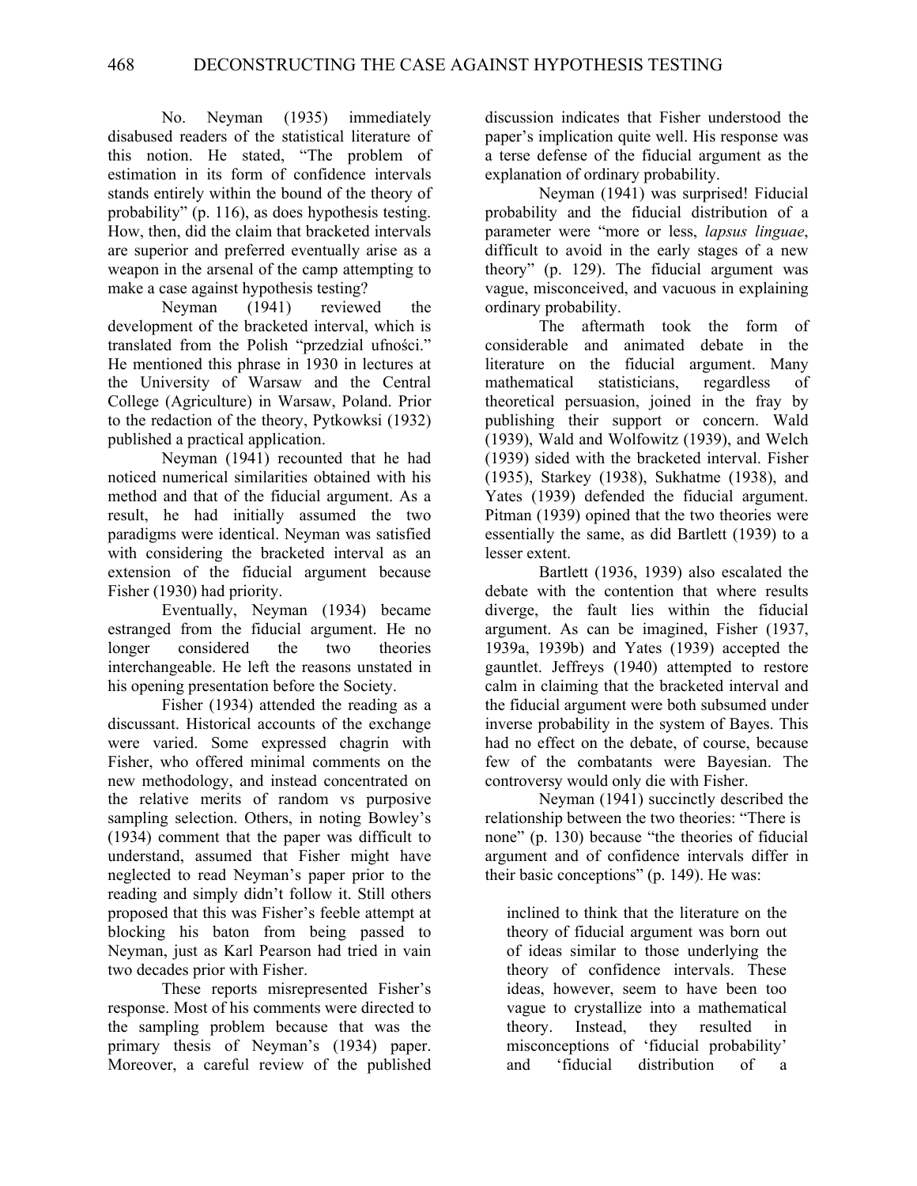No. Neyman (1935) immediately disabused readers of the statistical literature of this notion. He stated, "The problem of estimation in its form of confidence intervals stands entirely within the bound of the theory of probability" (p. 116), as does hypothesis testing. How, then, did the claim that bracketed intervals are superior and preferred eventually arise as a weapon in the arsenal of the camp attempting to make a case against hypothesis testing?

Neyman (1941) reviewed the development of the bracketed interval, which is translated from the Polish "przedział ufności." He mentioned this phrase in 1930 in lectures at the University of Warsaw and the Central College (Agriculture) in Warsaw, Poland. Prior to the redaction of the theory, Pytkowksi (1932) published a practical application.

Neyman (1941) recounted that he had noticed numerical similarities obtained with his method and that of the fiducial argument. As a result, he had initially assumed the two paradigms were identical. Neyman was satisfied with considering the bracketed interval as an extension of the fiducial argument because Fisher (1930) had priority.

Eventually, Neyman (1934) became estranged from the fiducial argument. He no longer considered the two theories interchangeable. He left the reasons unstated in his opening presentation before the Society.

Fisher (1934) attended the reading as a discussant. Historical accounts of the exchange were varied. Some expressed chagrin with Fisher, who offered minimal comments on the new methodology, and instead concentrated on the relative merits of random vs purposive sampling selection. Others, in noting Bowley's (1934) comment that the paper was difficult to understand, assumed that Fisher might have neglected to read Neyman's paper prior to the reading and simply didn't follow it. Still others proposed that this was Fisher's feeble attempt at blocking his baton from being passed to Neyman, just as Karl Pearson had tried in vain two decades prior with Fisher.

These reports misrepresented Fisher's response. Most of his comments were directed to the sampling problem because that was the primary thesis of Neyman's (1934) paper. Moreover, a careful review of the published discussion indicates that Fisher understood the paper's implication quite well. His response was a terse defense of the fiducial argument as the explanation of ordinary probability.

Neyman (1941) was surprised! Fiducial probability and the fiducial distribution of a parameter were "more or less, *lapsus linguae*, difficult to avoid in the early stages of a new theory" (p. 129). The fiducial argument was vague, misconceived, and vacuous in explaining ordinary probability.

The aftermath took the form of considerable and animated debate in the literature on the fiducial argument. Many mathematical statisticians, regardless of theoretical persuasion, joined in the fray by publishing their support or concern. Wald (1939), Wald and Wolfowitz (1939), and Welch (1939) sided with the bracketed interval. Fisher (1935), Starkey (1938), Sukhatme (1938), and Yates (1939) defended the fiducial argument. Pitman (1939) opined that the two theories were essentially the same, as did Bartlett (1939) to a lesser extent.

Bartlett (1936, 1939) also escalated the debate with the contention that where results diverge, the fault lies within the fiducial argument. As can be imagined, Fisher (1937, 1939a, 1939b) and Yates (1939) accepted the gauntlet. Jeffreys (1940) attempted to restore calm in claiming that the bracketed interval and the fiducial argument were both subsumed under inverse probability in the system of Bayes. This had no effect on the debate, of course, because few of the combatants were Bayesian. The controversy would only die with Fisher.

Neyman (1941) succinctly described the relationship between the two theories: "There is none" (p. 130) because "the theories of fiducial argument and of confidence intervals differ in their basic conceptions" (p. 149). He was:

> inclined to think that the literature on the theory of fiducial argument was born out of ideas similar to those underlying the theory of confidence intervals. These ideas, however, seem to have been too vague to crystallize into a mathematical theory. Instead, they resulted in misconceptions of 'fiducial probability' and 'fiducial distribution of a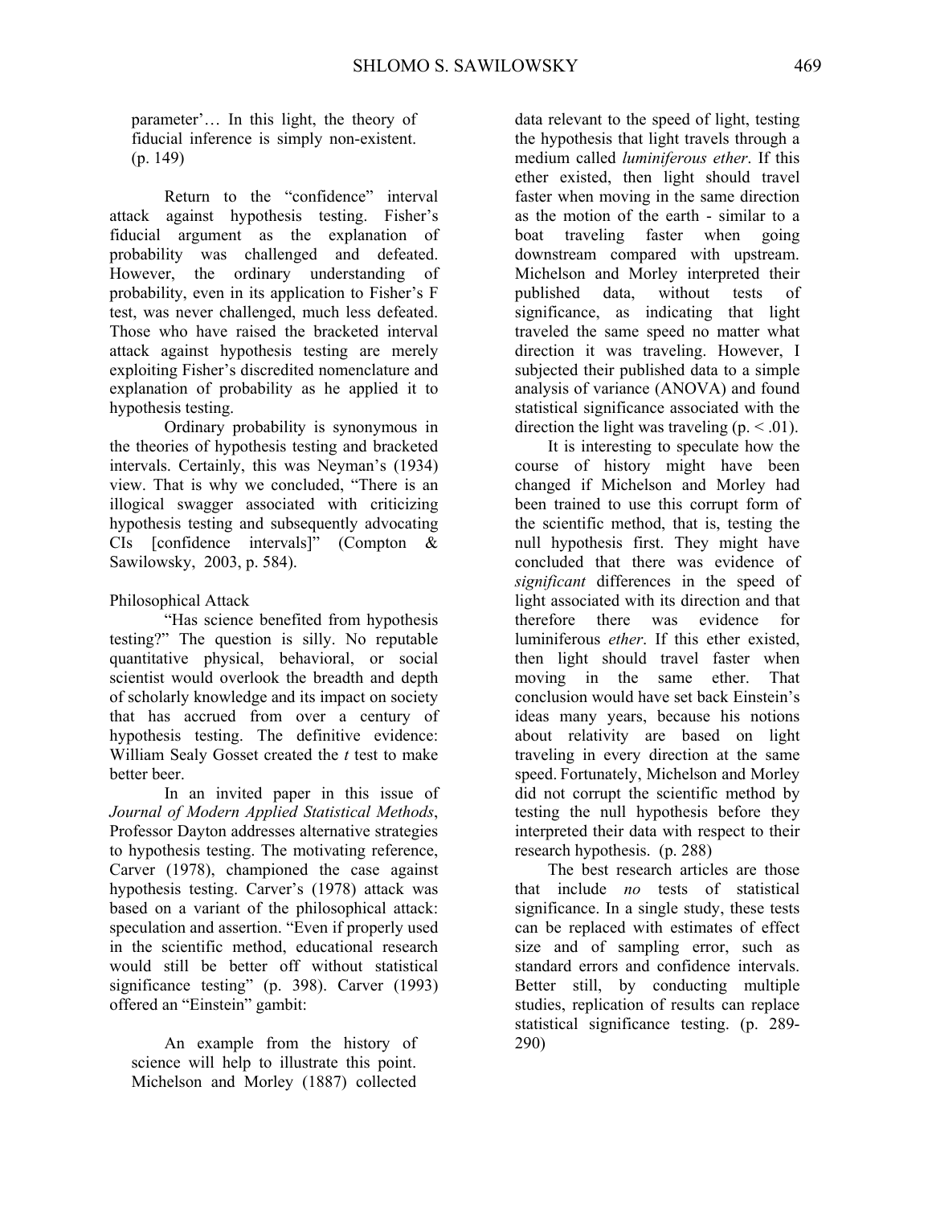> parameter'… In this light, the theory of fiducial inference is simply non-existent. (p. 149)

Return to the "confidence" interval attack against hypothesis testing. Fisher's fiducial argument as the explanation of probability was challenged and defeated. However, the ordinary understanding of probability, even in its application to Fisher's F test, was never challenged, much less defeated. Those who have raised the bracketed interval attack against hypothesis testing are merely exploiting Fisher's discredited nomenclature and explanation of probability as he applied it to hypothesis testing.

Ordinary probability is synonymous in the theories of hypothesis testing and bracketed intervals. Certainly, this was Neyman's (1934) view. That is why we concluded, "There is an illogical swagger associated with criticizing hypothesis testing and subsequently advocating CIs [confidence intervals]" (Compton & Sawilowsky, 2003, p. 584).

Philosophical Attack

"Has science benefited from hypothesis testing?" The question is silly. No reputable quantitative physical, behavioral, or social scientist would overlook the breadth and depth of scholarly knowledge and its impact on society that has accrued from over a century of hypothesis testing. The definitive evidence: William Sealy Gosset created the *t* test to make better beer.

In an invited paper in this issue of *Journal of Modern Applied Statistical Methods*, Professor Dayton addresses alternative strategies to hypothesis testing. The motivating reference, Carver (1978), championed the case against hypothesis testing. Carver's (1978) attack was based on a variant of the philosophical attack: speculation and assertion. "Even if properly used in the scientific method, educational research would still be better off without statistical significance testing" (p. 398). Carver (1993) offered an "Einstein" gambit:

> An example from the history of science will help to illustrate this point. Michelson and Morley (1887) collected data relevant to the speed of light, testing the hypothesis that light travels through a medium called *luminiferous ether*. If this ether existed, then light should travel faster when moving in the same direction as the motion of the earth - similar to a boat traveling faster when going downstream compared with upstream. Michelson and Morley interpreted their published data, without tests of significance, as indicating that light traveled the same speed no matter what direction it was traveling. However, I subjected their published data to a simple analysis of variance (ANOVA) and found statistical significance associated with the direction the light was traveling (p. < .01).
>
> It is interesting to speculate how the course of history might have been changed if Michelson and Morley had been trained to use this corrupt form of the scientific method, that is, testing the null hypothesis first. They might have concluded that there was evidence of *significant* differences in the speed of light associated with its direction and that therefore there was evidence for luminiferous *ether*. If this ether existed, then light should travel faster when moving in the same ether. That conclusion would have set back Einstein's ideas many years, because his notions about relativity are based on light traveling in every direction at the same speed. Fortunately, Michelson and Morley did not corrupt the scientific method by testing the null hypothesis before they interpreted their data with respect to their research hypothesis. (p. 288)
>
> The best research articles are those that include *no* tests of statistical significance. In a single study, these tests can be replaced with estimates of effect size and of sampling error, such as standard errors and confidence intervals. Better still, by conducting multiple studies, replication of results can replace statistical significance testing. (p. 289-290)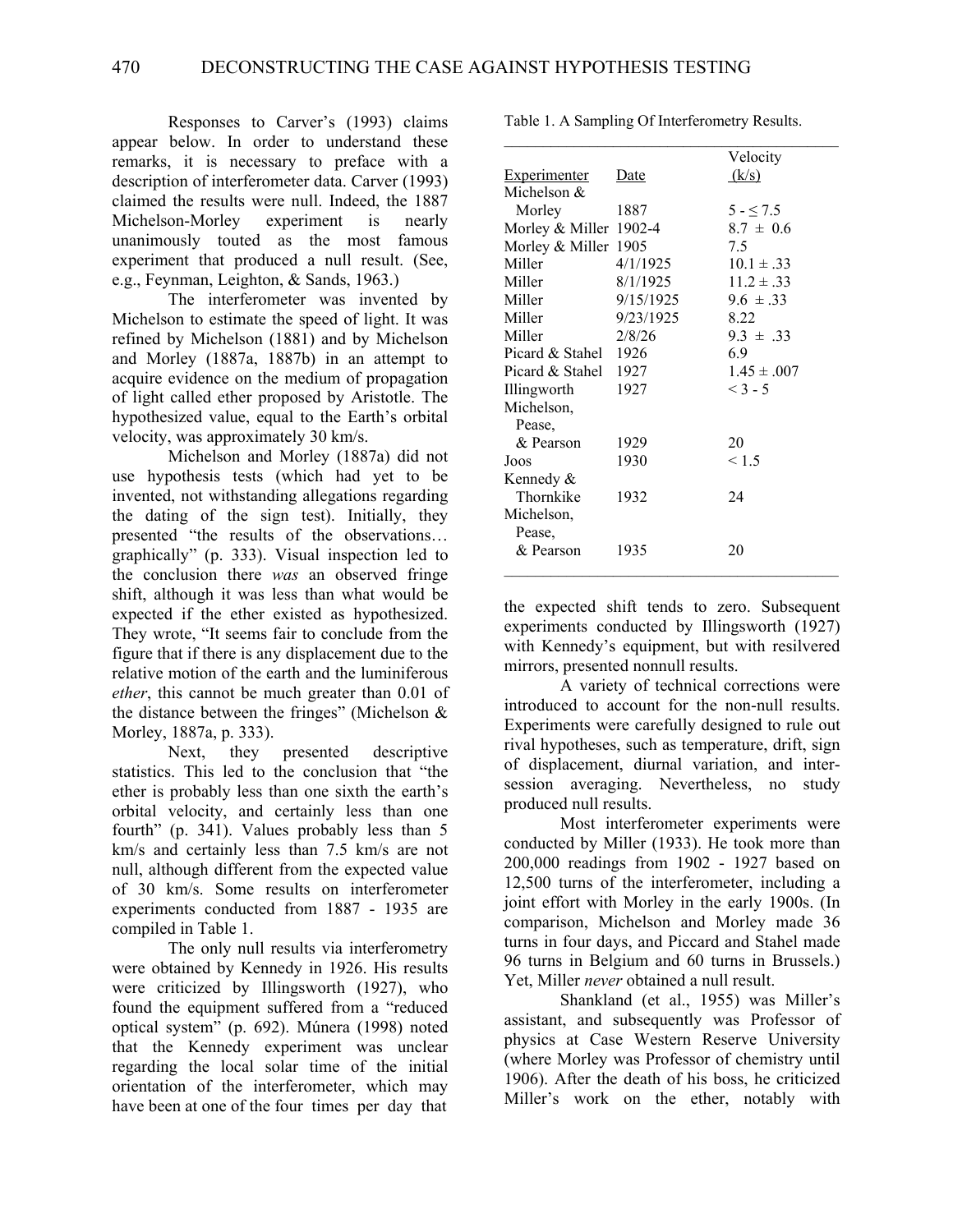Responses to Carver's (1993) claims appear below. In order to understand these remarks, it is necessary to preface with a description of interferometer data. Carver (1993) claimed the results were null. Indeed, the 1887 Michelson-Morley experiment is nearly unanimously touted as the most famous experiment that produced a null result. (See, e.g., Feynman, Leighton, & Sands, 1963.)

The interferometer was invented by Michelson to estimate the speed of light. It was refined by Michelson (1881) and by Michelson and Morley (1887a, 1887b) in an attempt to acquire evidence on the medium of propagation of light called ether proposed by Aristotle. The hypothesized value, equal to the Earth's orbital velocity, was approximately 30 km/s.

Michelson and Morley (1887a) did not use hypothesis tests (which had yet to be invented, not withstanding allegations regarding the dating of the sign test). Initially, they presented "the results of the observations… graphically" (p. 333). Visual inspection led to the conclusion there *was* an observed fringe shift, although it was less than what would be expected if the ether existed as hypothesized. They wrote, "It seems fair to conclude from the figure that if there is any displacement due to the relative motion of the earth and the luminiferous *ether*, this cannot be much greater than 0.01 of the distance between the fringes" (Michelson & Morley, 1887a, p. 333).

Next, they presented descriptive statistics. This led to the conclusion that "the ether is probably less than one sixth the earth's orbital velocity, and certainly less than one fourth" (p. 341). Values probably less than 5 km/s and certainly less than 7.5 km/s are not null, although different from the expected value of 30 km/s. Some results on interferometer experiments conducted from 1887 - 1935 are compiled in Table 1.

The only null results via interferometry were obtained by Kennedy in 1926. His results were criticized by Illingsworth (1927), who found the equipment suffered from a "reduced optical system" (p. 692). Múnera (1998) noted that the Kennedy experiment was unclear regarding the local solar time of the initial orientation of the interferometer, which may have been at one of the four times per day that the expected shift tends to zero. Subsequent experiments conducted by Illingsworth (1927) with Kennedy's equipment, but with resilvered mirrors, presented nonnull results.

Table 1. A Sampling Of Interferometry Results.

| Experimenter | Date | Velocity (k/s) |
|---|---|---|
| Michelson & Morley | 1887 | 5 - ≤ 7.5 |
| Morley & Miller | 1902-4 | 8.7 ± 0.6 |
| Morley & Miller | 1905 | 7.5 |
| Miller | 4/1/1925 | 10.1 ± .33 |
| Miller | 8/1/1925 | 11.2 ± .33 |
| Miller | 9/15/1925 | 9.6 ± .33 |
| Miller | 9/23/1925 | 8.22 |
| Miller | 2/8/26 | 9.3 ± .33 |
| Picard & Stahel | 1926 | 6.9 |
| Picard & Stahel | 1927 | 1.45 ± .007 |
| Illingworth | 1927 | < 3 - 5 |
| Michelson, Pease, & Pearson | 1929 | 20 |
| Joos | 1930 | < 1.5 |
| Kennedy & Thornkike | 1932 | 24 |
| Michelson, Pease, & Pearson | 1935 | 20 |

A variety of technical corrections were introduced to account for the non-null results. Experiments were carefully designed to rule out rival hypotheses, such as temperature, drift, sign of displacement, diurnal variation, and inter-session averaging. Nevertheless, no study produced null results.

Most interferometer experiments were conducted by Miller (1933). He took more than 200,000 readings from 1902 - 1927 based on 12,500 turns of the interferometer, including a joint effort with Morley in the early 1900s. (In comparison, Michelson and Morley made 36 turns in four days, and Piccard and Stahel made 96 turns in Belgium and 60 turns in Brussels.) Yet, Miller *never* obtained a null result.

Shankland (et al., 1955) was Miller's assistant, and subsequently was Professor of physics at Case Western Reserve University (where Morley was Professor of chemistry until 1906). After the death of his boss, he criticized Miller's work on the ether, notably with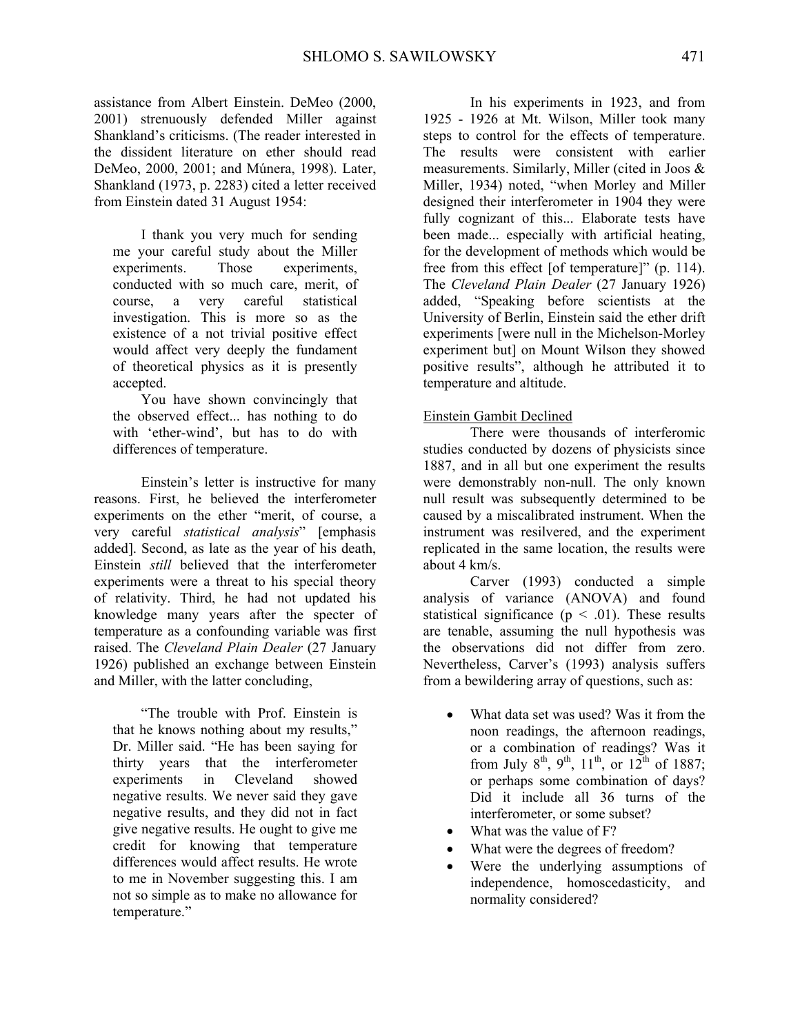assistance from Albert Einstein. DeMeo (2000, 2001) strenuously defended Miller against Shankland's criticisms. (The reader interested in the dissident literature on ether should read DeMeo, 2000, 2001; and Múnera, 1998). Later, Shankland (1973, p. 2283) cited a letter received from Einstein dated 31 August 1954:

> I thank you very much for sending me your careful study about the Miller experiments. Those experiments, conducted with so much care, merit, of course, a very careful statistical investigation. This is more so as the existence of a not trivial positive effect would affect very deeply the fundament of theoretical physics as it is presently accepted.
>
> You have shown convincingly that the observed effect... has nothing to do with 'ether-wind', but has to do with differences of temperature.

Einstein's letter is instructive for many reasons. First, he believed the interferometer experiments on the ether "merit, of course, a very careful *statistical analysis*" [emphasis added]. Second, as late as the year of his death, Einstein *still* believed that the interferometer experiments were a threat to his special theory of relativity. Third, he had not updated his knowledge many years after the specter of temperature as a confounding variable was first raised. The *Cleveland Plain Dealer* (27 January 1926) published an exchange between Einstein and Miller, with the latter concluding,

> "The trouble with Prof. Einstein is that he knows nothing about my results," Dr. Miller said. "He has been saying for thirty years that the interferometer experiments in Cleveland showed negative results. We never said they gave negative results, and they did not in fact give negative results. He ought to give me credit for knowing that temperature differences would affect results. He wrote to me in November suggesting this. I am not so simple as to make no allowance for temperature."

In his experiments in 1923, and from 1925 - 1926 at Mt. Wilson, Miller took many steps to control for the effects of temperature. The results were consistent with earlier measurements. Similarly, Miller (cited in Joos & Miller, 1934) noted, "when Morley and Miller designed their interferometer in 1904 they were fully cognizant of this... Elaborate tests have been made... especially with artificial heating, for the development of methods which would be free from this effect [of temperature]" (p. 114). The *Cleveland Plain Dealer* (27 January 1926) added, "Speaking before scientists at the University of Berlin, Einstein said the ether drift experiments [were null in the Michelson-Morley experiment but] on Mount Wilson they showed positive results", although he attributed it to temperature and altitude.

Einstein Gambit Declined

There were thousands of interferomic studies conducted by dozens of physicists since 1887, and in all but one experiment the results were demonstrably non-null. The only known null result was subsequently determined to be caused by a miscalibrated instrument. When the instrument was resilvered, and the experiment replicated in the same location, the results were about 4 km/s.

Carver (1993) conducted a simple analysis of variance (ANOVA) and found statistical significance ($p < .01$). These results are tenable, assuming the null hypothesis was the observations did not differ from zero. Nevertheless, Carver's (1993) analysis suffers from a bewildering array of questions, such as:

- What data set was used? Was it from the noon readings, the afternoon readings, or a combination of readings? Was it from July 8th, 9th, 11th, or 12th of 1887; or perhaps some combination of days? Did it include all 36 turns of the interferometer, or some subset?
- What was the value of F?
- What were the degrees of freedom?
- Were the underlying assumptions of independence, homoscedasticity, and normality considered?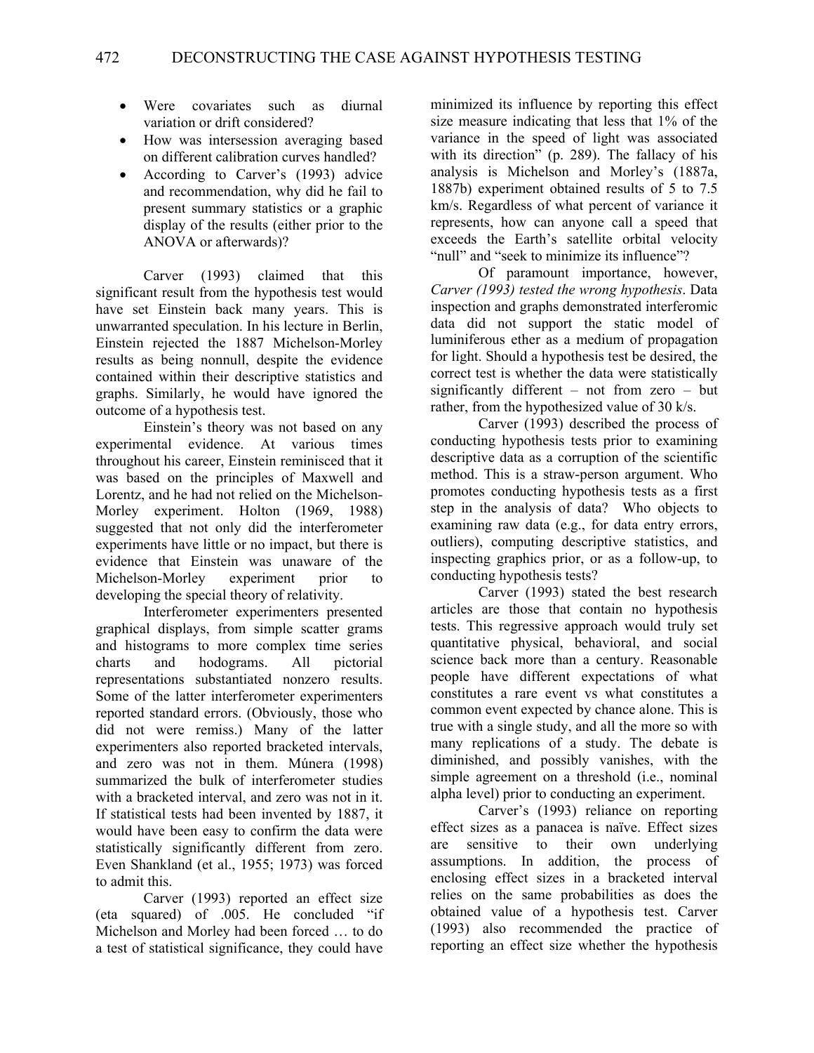- Were covariates such as diurnal variation or drift considered?
- How was intersession averaging based on different calibration curves handled?
- According to Carver's (1993) advice and recommendation, why did he fail to present summary statistics or a graphic display of the results (either prior to the ANOVA or afterwards)?

Carver (1993) claimed that this significant result from the hypothesis test would have set Einstein back many years. This is unwarranted speculation. In his lecture in Berlin, Einstein rejected the 1887 Michelson-Morley results as being nonnull, despite the evidence contained within their descriptive statistics and graphs. Similarly, he would have ignored the outcome of a hypothesis test.

Einstein's theory was not based on any experimental evidence. At various times throughout his career, Einstein reminisced that it was based on the principles of Maxwell and Lorentz, and he had not relied on the Michelson-Morley experiment. Holton (1969, 1988) suggested that not only did the interferometer experiments have little or no impact, but there is evidence that Einstein was unaware of the Michelson-Morley experiment prior to developing the special theory of relativity.

Interferometer experimenters presented graphical displays, from simple scatter grams and histograms to more complex time series charts and hodograms. All pictorial representations substantiated nonzero results. Some of the latter interferometer experimenters reported standard errors. (Obviously, those who did not were remiss.) Many of the latter experimenters also reported bracketed intervals, and zero was not in them. Múnera (1998) summarized the bulk of interferometer studies with a bracketed interval, and zero was not in it. If statistical tests had been invented by 1887, it would have been easy to confirm the data were statistically significantly different from zero. Even Shankland (et al., 1955; 1973) was forced to admit this.

Carver (1993) reported an effect size (eta squared) of .005. He concluded "if Michelson and Morley had been forced … to do a test of statistical significance, they could have minimized its influence by reporting this effect size measure indicating that less that 1% of the variance in the speed of light was associated with its direction" (p. 289). The fallacy of his analysis is Michelson and Morley's (1887a, 1887b) experiment obtained results of 5 to 7.5 km/s. Regardless of what percent of variance it represents, how can anyone call a speed that exceeds the Earth's satellite orbital velocity "null" and "seek to minimize its influence"?

Of paramount importance, however, *Carver (1993) tested the wrong hypothesis*. Data inspection and graphs demonstrated interferomic data did not support the static model of luminiferous ether as a medium of propagation for light. Should a hypothesis test be desired, the correct test is whether the data were statistically significantly different – not from zero – but rather, from the hypothesized value of 30 k/s.

Carver (1993) described the process of conducting hypothesis tests prior to examining descriptive data as a corruption of the scientific method. This is a straw-person argument. Who promotes conducting hypothesis tests as a first step in the analysis of data? Who objects to examining raw data (e.g., for data entry errors, outliers), computing descriptive statistics, and inspecting graphics prior, or as a follow-up, to conducting hypothesis tests?

Carver (1993) stated the best research articles are those that contain no hypothesis tests. This regressive approach would truly set quantitative physical, behavioral, and social science back more than a century. Reasonable people have different expectations of what constitutes a rare event vs what constitutes a common event expected by chance alone. This is true with a single study, and all the more so with many replications of a study. The debate is diminished, and possibly vanishes, with the simple agreement on a threshold (i.e., nominal alpha level) prior to conducting an experiment.

Carver's (1993) reliance on reporting effect sizes as a panacea is naïve. Effect sizes are sensitive to their own underlying assumptions. In addition, the process of enclosing effect sizes in a bracketed interval relies on the same probabilities as does the obtained value of a hypothesis test. Carver (1993) also recommended the practice of reporting an effect size whether the hypothesis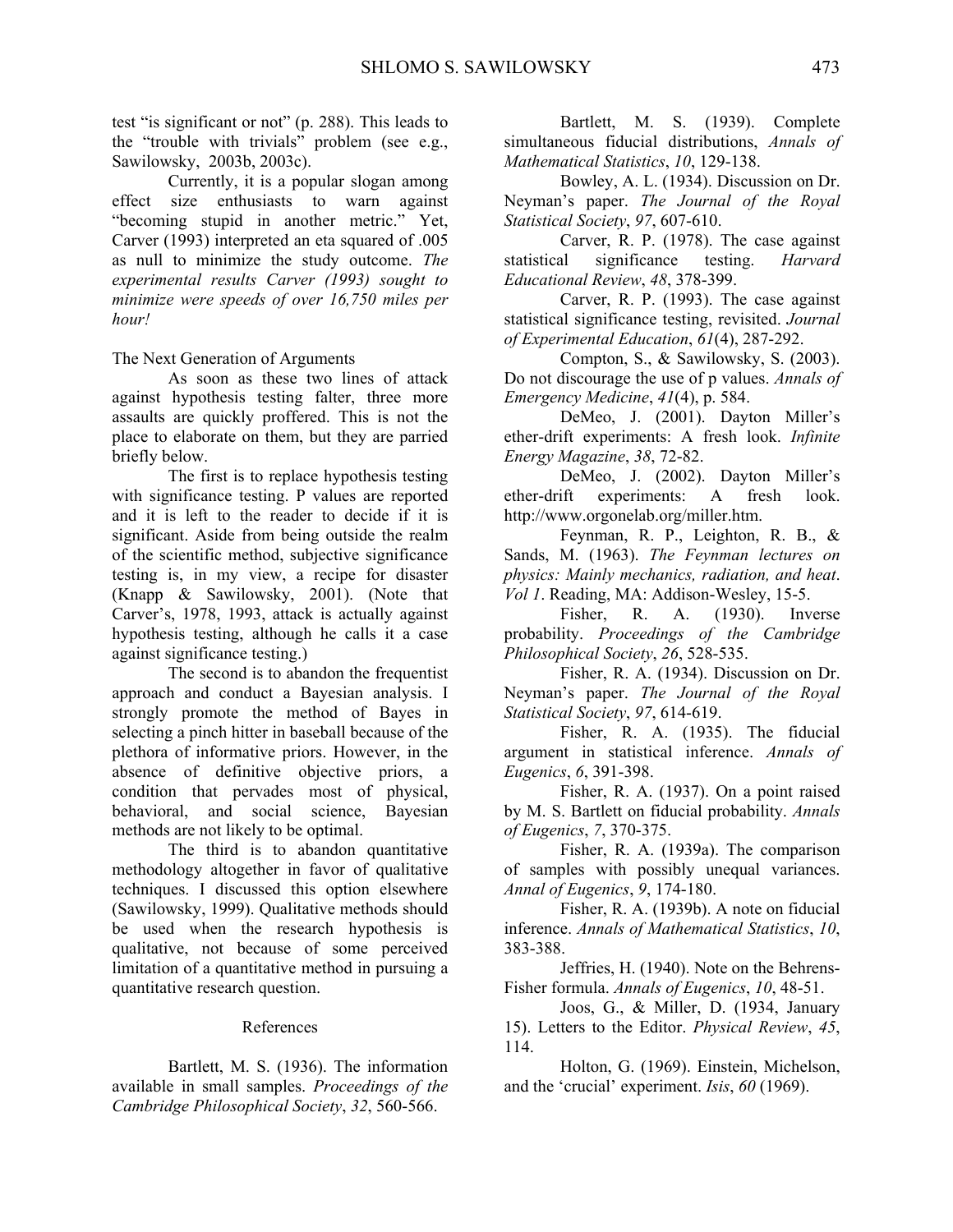test "is significant or not" (p. 288). This leads to the "trouble with trivials" problem (see e.g., Sawilowsky, 2003b, 2003c).

Currently, it is a popular slogan among effect size enthusiasts to warn against "becoming stupid in another metric." Yet, Carver (1993) interpreted an eta squared of .005 as null to minimize the study outcome. *The experimental results Carver (1993) sought to minimize were speeds of over 16,750 miles per hour!*

### The Next Generation of Arguments

As soon as these two lines of attack against hypothesis testing falter, three more assaults are quickly proffered. This is not the place to elaborate on them, but they are parried briefly below.

The first is to replace hypothesis testing with significance testing. P values are reported and it is left to the reader to decide if it is significant. Aside from being outside the realm of the scientific method, subjective significance testing is, in my view, a recipe for disaster (Knapp & Sawilowsky, 2001). (Note that Carver's, 1978, 1993, attack is actually against hypothesis testing, although he calls it a case against significance testing.)

The second is to abandon the frequentist approach and conduct a Bayesian analysis. I strongly promote the method of Bayes in selecting a pinch hitter in baseball because of the plethora of informative priors. However, in the absence of definitive objective priors, a condition that pervades most of physical, behavioral, and social science, Bayesian methods are not likely to be optimal.

The third is to abandon quantitative methodology altogether in favor of qualitative techniques. I discussed this option elsewhere (Sawilowsky, 1999). Qualitative methods should be used when the research hypothesis is qualitative, not because of some perceived limitation of a quantitative method in pursuing a quantitative research question.

## References

Bartlett, M. S. (1936). The information available in small samples. *Proceedings of the Cambridge Philosophical Society*, *32*, 560-566.

Bartlett, M. S. (1939). Complete simultaneous fiducial distributions, *Annals of Mathematical Statistics*, *10*, 129-138.

Bowley, A. L. (1934). Discussion on Dr. Neyman's paper. *The Journal of the Royal Statistical Society*, *97*, 607-610.

Carver, R. P. (1978). The case against statistical significance testing. *Harvard Educational Review*, *48*, 378-399.

Carver, R. P. (1993). The case against statistical significance testing, revisited. *Journal of Experimental Education*, *61*(4), 287-292.

Compton, S., & Sawilowsky, S. (2003). Do not discourage the use of p values. *Annals of Emergency Medicine*, *41*(4), p. 584.

DeMeo, J. (2001). Dayton Miller's ether-drift experiments: A fresh look. *Infinite Energy Magazine*, *38*, 72-82.

DeMeo, J. (2002). Dayton Miller's ether-drift experiments: A fresh look. http://www.orgonelab.org/miller.htm.

Feynman, R. P., Leighton, R. B., & Sands, M. (1963). *The Feynman lectures on physics: Mainly mechanics, radiation, and heat*. *Vol 1*. Reading, MA: Addison-Wesley, 15-5.

Fisher, R. A. (1930). Inverse probability. *Proceedings of the Cambridge Philosophical Society*, *26*, 528-535.

Fisher, R. A. (1934). Discussion on Dr. Neyman's paper. *The Journal of the Royal Statistical Society*, *97*, 614-619.

Fisher, R. A. (1935). The fiducial argument in statistical inference. *Annals of Eugenics*, *6*, 391-398.

Fisher, R. A. (1937). On a point raised by M. S. Bartlett on fiducial probability. *Annals of Eugenics*, *7*, 370-375.

Fisher, R. A. (1939a). The comparison of samples with possibly unequal variances. *Annal of Eugenics*, *9*, 174-180.

Fisher, R. A. (1939b). A note on fiducial inference. *Annals of Mathematical Statistics*, *10*, 383-388.

Jeffries, H. (1940). Note on the Behrens-Fisher formula. *Annals of Eugenics*, *10*, 48-51.

Joos, G., & Miller, D. (1934, January 15). Letters to the Editor. *Physical Review*, *45*, 114.

Holton, G. (1969). Einstein, Michelson, and the 'crucial' experiment. *Isis*, *60* (1969).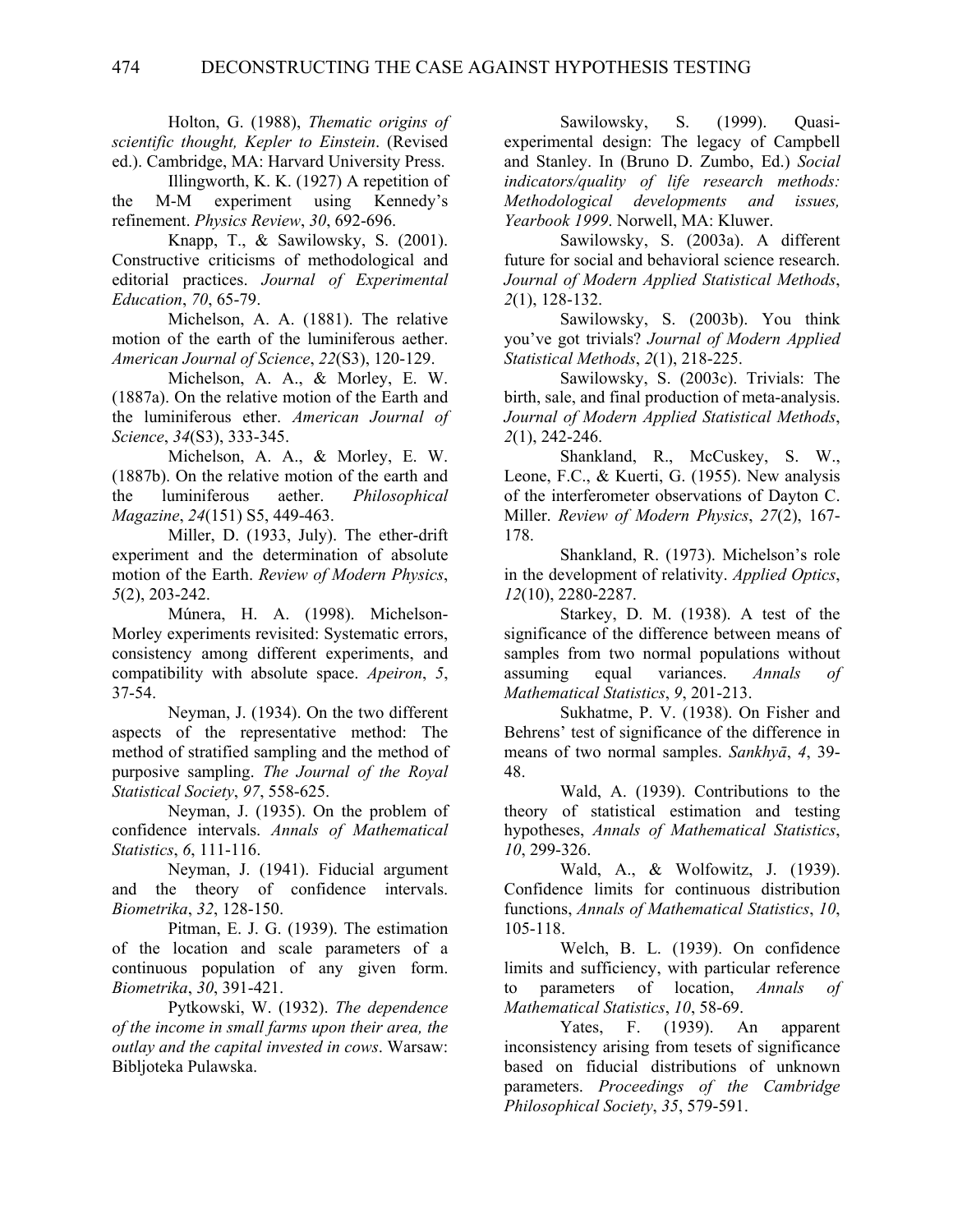Holton, G. (1988), *Thematic origins of scientific thought, Kepler to Einstein*. (Revised ed.). Cambridge, MA: Harvard University Press.

Illingworth, K. K. (1927) A repetition of the M-M experiment using Kennedy's refinement. *Physics Review*, *30*, 692-696.

Knapp, T., & Sawilowsky, S. (2001). Constructive criticisms of methodological and editorial practices. *Journal of Experimental Education*, *70*, 65-79.

Michelson, A. A. (1881). The relative motion of the earth of the luminiferous aether. *American Journal of Science*, *22*(S3), 120-129.

Michelson, A. A., & Morley, E. W. (1887a). On the relative motion of the Earth and the luminiferous ether. *American Journal of Science*, *34*(S3), 333-345.

Michelson, A. A., & Morley, E. W. (1887b). On the relative motion of the earth and the luminiferous aether. *Philosophical Magazine*, *24*(151) S5, 449-463.

Miller, D. (1933, July). The ether-drift experiment and the determination of absolute motion of the Earth. *Review of Modern Physics*, *5*(2), 203-242.

Múnera, H. A. (1998). Michelson-Morley experiments revisited: Systematic errors, consistency among different experiments, and compatibility with absolute space. *Apeiron*, *5*, 37-54.

Neyman, J. (1934). On the two different aspects of the representative method: The method of stratified sampling and the method of purposive sampling. *The Journal of the Royal Statistical Society*, *97*, 558-625.

Neyman, J. (1935). On the problem of confidence intervals. *Annals of Mathematical Statistics*, *6*, 111-116.

Neyman, J. (1941). Fiducial argument and the theory of confidence intervals. *Biometrika*, *32*, 128-150.

Pitman, E. J. G. (1939). The estimation of the location and scale parameters of a continuous population of any given form. *Biometrika*, *30*, 391-421.

Pytkowski, W. (1932). *The dependence of the income in small farms upon their area, the outlay and the capital invested in cows*. Warsaw: Bibljoteka Pulawska.

Sawilowsky, S. (1999). Quasi-experimental design: The legacy of Campbell and Stanley. In (Bruno D. Zumbo, Ed.) *Social indicators/quality of life research methods: Methodological developments and issues, Yearbook 1999*. Norwell, MA: Kluwer.

Sawilowsky, S. (2003a). A different future for social and behavioral science research. *Journal of Modern Applied Statistical Methods*, *2*(1), 128-132.

Sawilowsky, S. (2003b). You think you've got trivials? *Journal of Modern Applied Statistical Methods*, *2*(1), 218-225.

Sawilowsky, S. (2003c). Trivials: The birth, sale, and final production of meta-analysis. *Journal of Modern Applied Statistical Methods*, *2*(1), 242-246.

Shankland, R., McCuskey, S. W., Leone, F.C., & Kuerti, G. (1955). New analysis of the interferometer observations of Dayton C. Miller. *Review of Modern Physics*, *27*(2), 167-178.

Shankland, R. (1973). Michelson's role in the development of relativity. *Applied Optics*, *12*(10), 2280-2287.

Starkey, D. M. (1938). A test of the significance of the difference between means of samples from two normal populations without assuming equal variances. *Annals of Mathematical Statistics*, *9*, 201-213.

Sukhatme, P. V. (1938). On Fisher and Behrens' test of significance of the difference in means of two normal samples. *Sankhyā*, *4*, 39-48.

Wald, A. (1939). Contributions to the theory of statistical estimation and testing hypotheses, *Annals of Mathematical Statistics*, *10*, 299-326.

Wald, A., & Wolfowitz, J. (1939). Confidence limits for continuous distribution functions, *Annals of Mathematical Statistics*, *10*, 105-118.

Welch, B. L. (1939). On confidence limits and sufficiency, with particular reference to parameters of location, *Annals of Mathematical Statistics*, *10*, 58-69.

Yates, F. (1939). An apparent inconsistency arising from tesets of significance based on fiducial distributions of unknown parameters. *Proceedings of the Cambridge Philosophical Society*, *35*, 579-591.